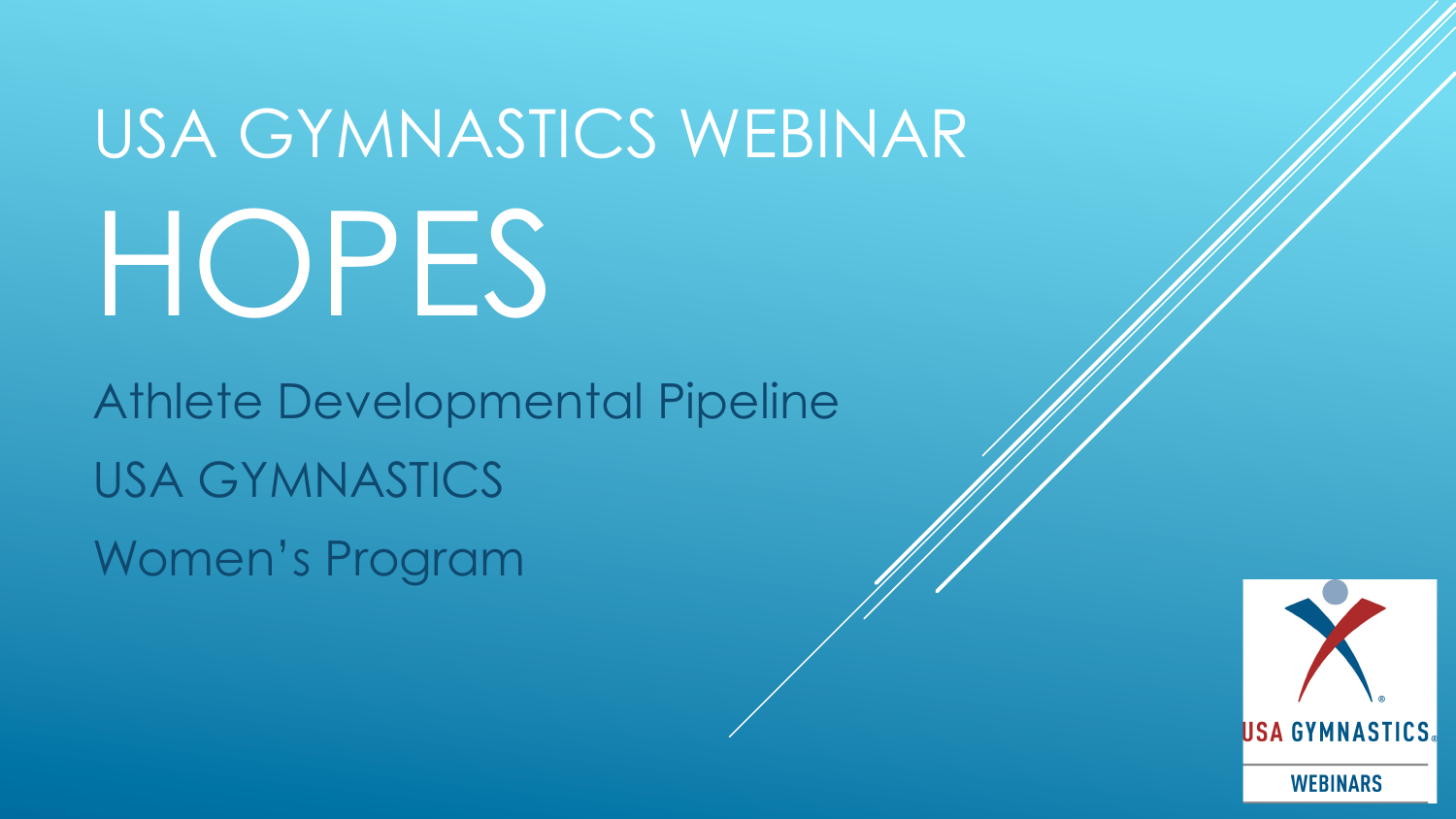# USA GYMNASTICS WEBINAR

# HOPES

Athlete Developmental Pipeline

USA GYMNASTICS

Women's Program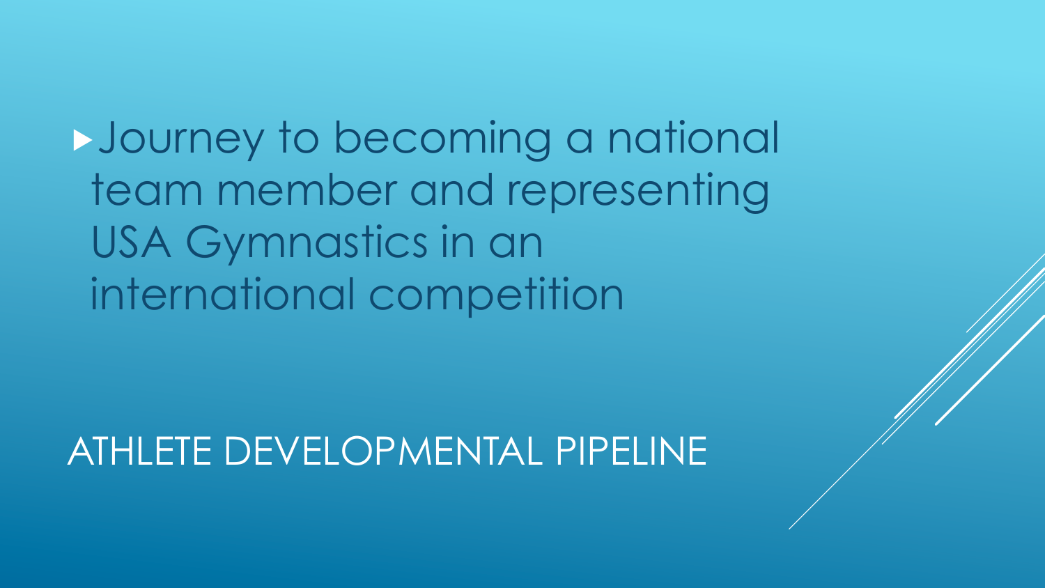- Journey to becoming a national team member and representing USA Gymnastics in an international competition

# ATHLETE DEVELOPMENTAL PIPELINE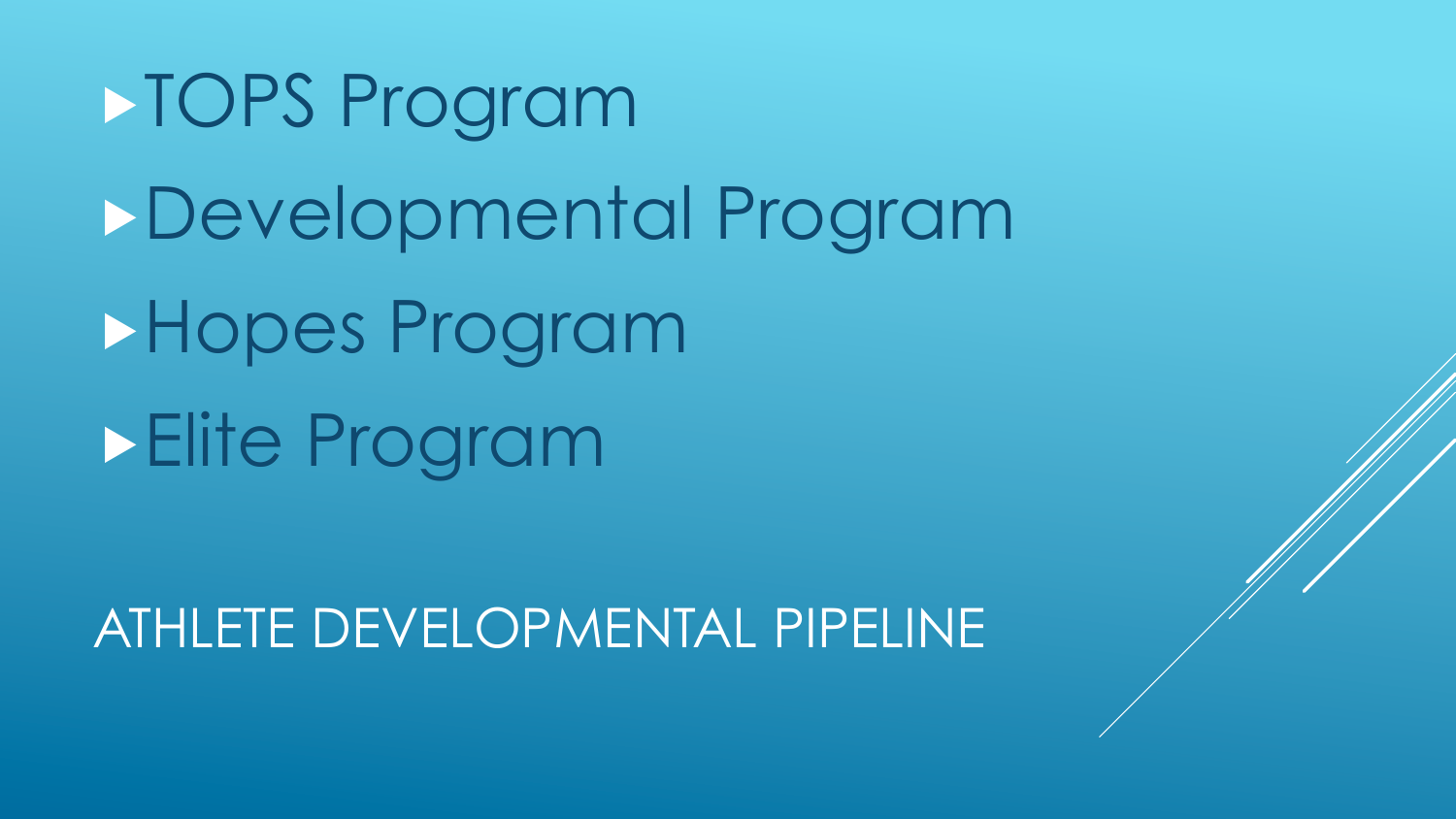# ATHLETE DEVELOPMENTAL PIPELINE

- TOPS Program
- Developmental Program
- Hopes Program
- Elite Program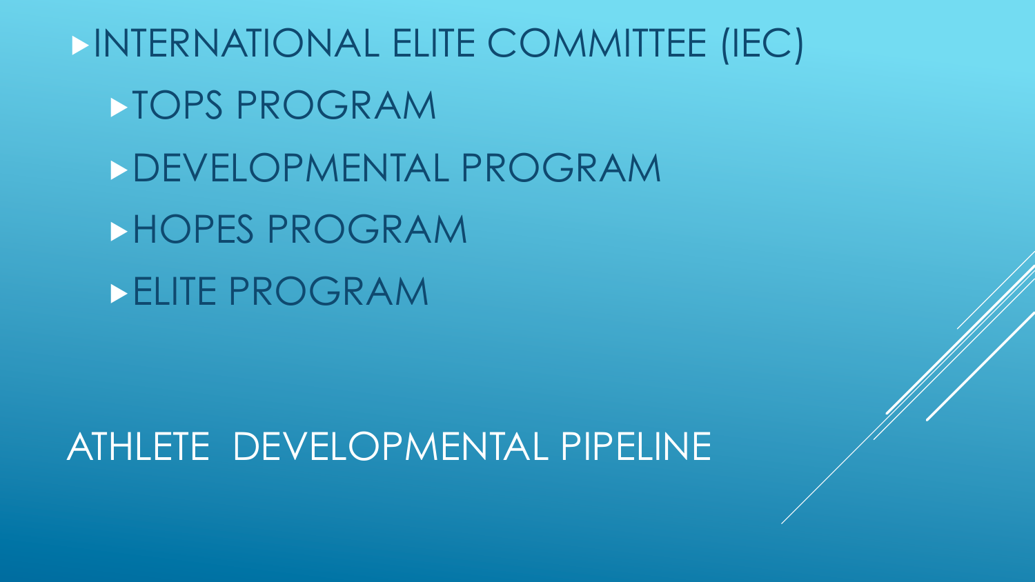- INTERNATIONAL ELITE COMMITTEE (IEC)
  - TOPS PROGRAM
  - DEVELOPMENTAL PROGRAM
  - HOPES PROGRAM
  - ELITE PROGRAM

# ATHLETE DEVELOPMENTAL PIPELINE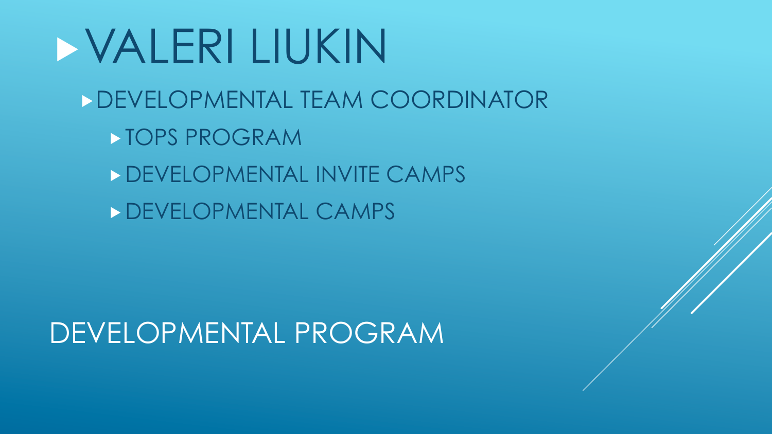- VALERI LIUKIN
  - DEVELOPMENTAL TEAM COORDINATOR
    - TOPS PROGRAM
    - DEVELOPMENTAL INVITE CAMPS
    - DEVELOPMENTAL CAMPS

# DEVELOPMENTAL PROGRAM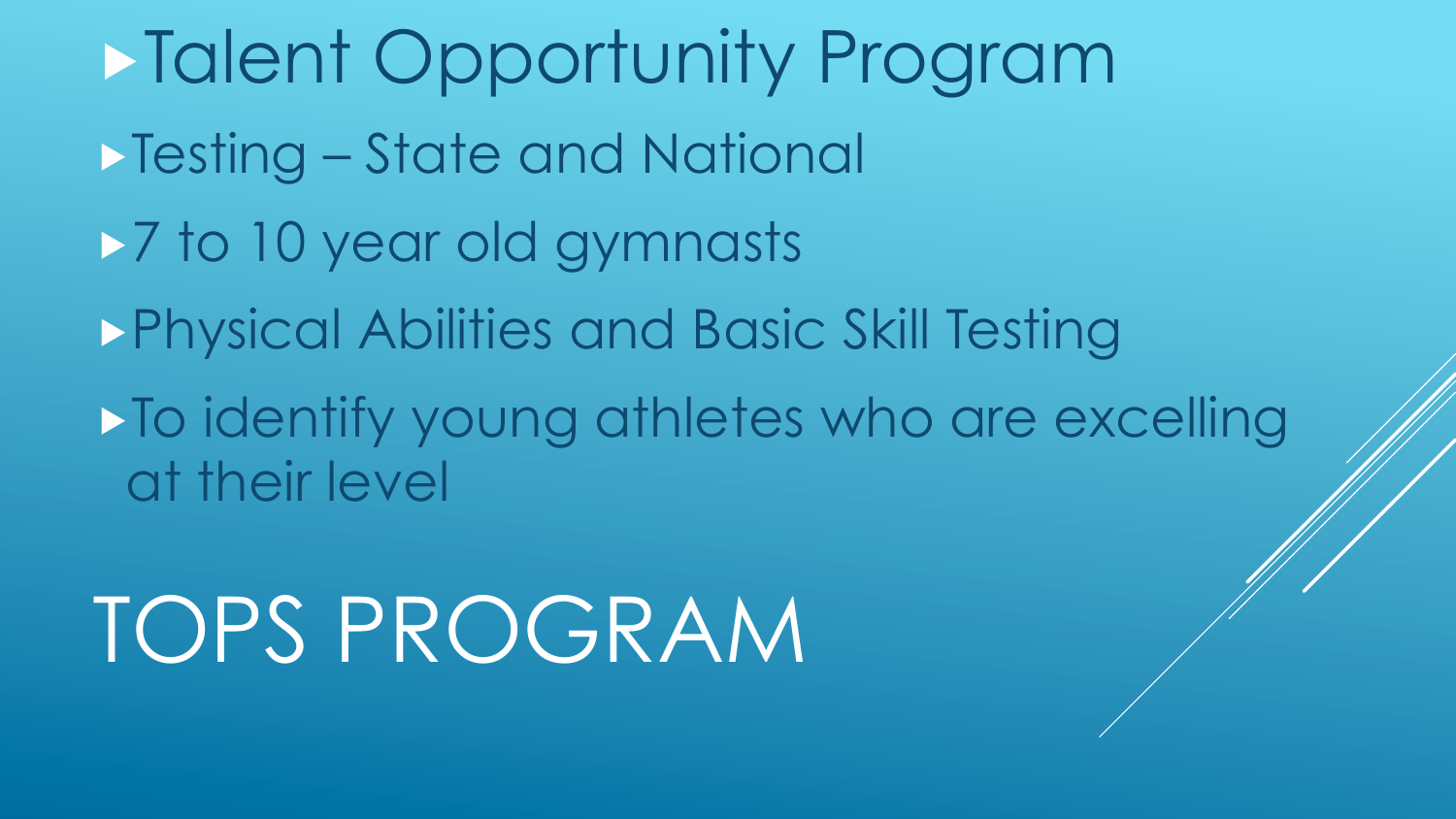# TOPS PROGRAM

- Talent Opportunity Program
- Testing – State and National
- 7 to 10 year old gymnasts
- Physical Abilities and Basic Skill Testing
- To identify young athletes who are excelling at their level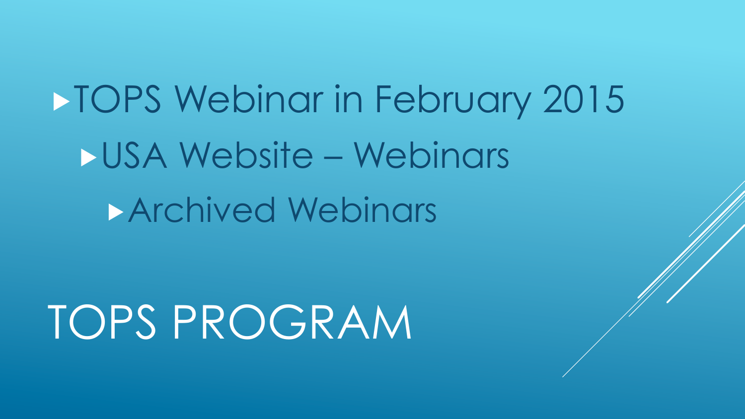# TOPS PROGRAM

- TOPS Webinar in February 2015
  - USA Website – Webinars
    - Archived Webinars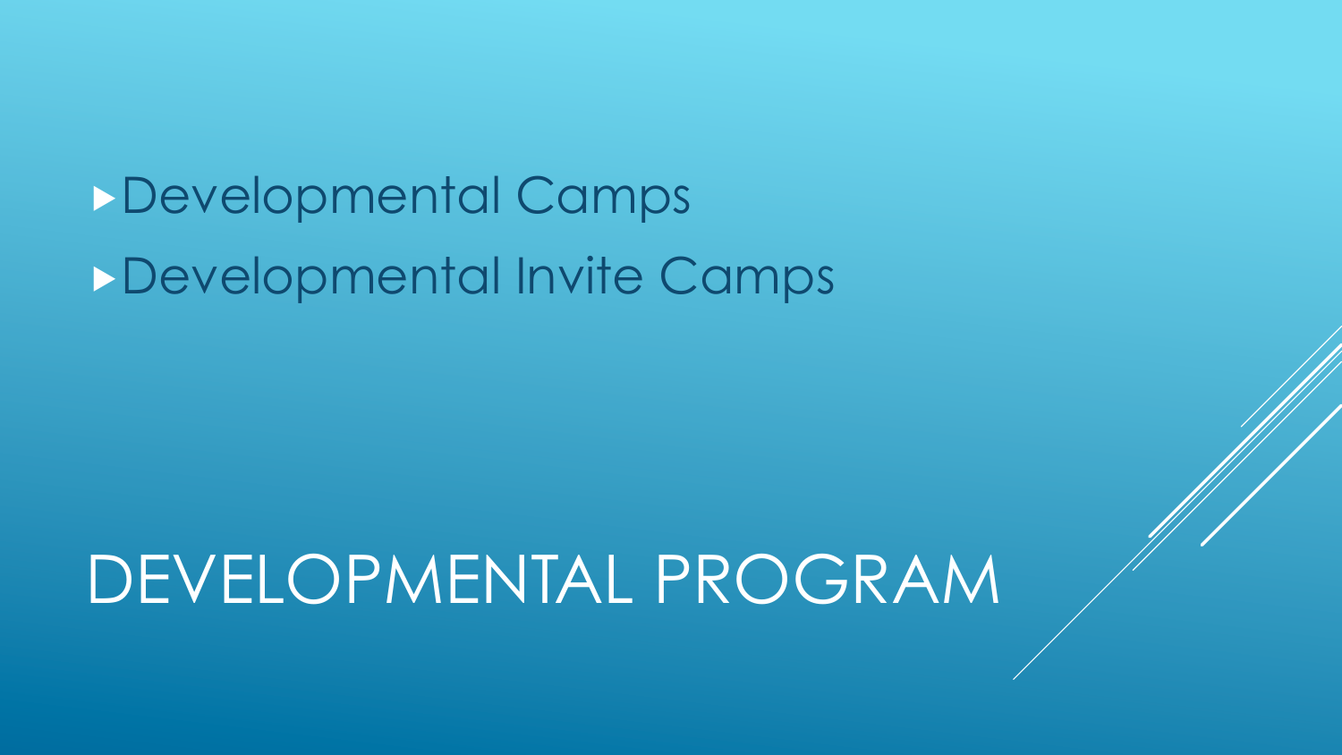- Developmental Camps
- Developmental Invite Camps

# DEVELOPMENTAL PROGRAM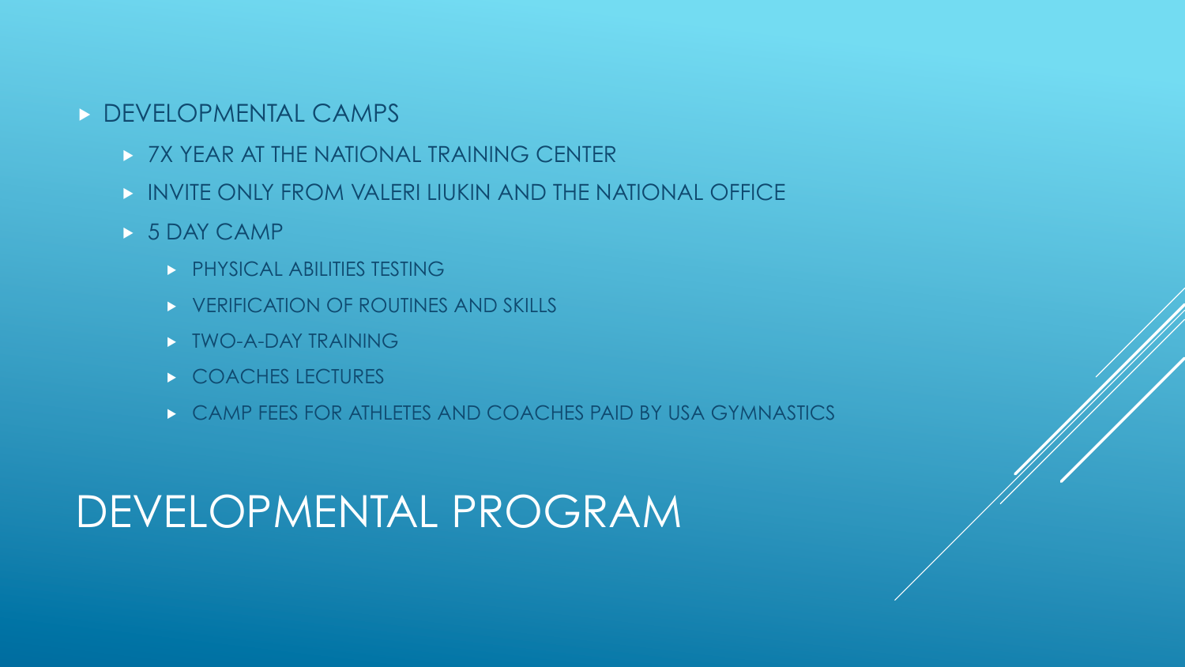# DEVELOPMENTAL PROGRAM

- DEVELOPMENTAL CAMPS
  - 7X YEAR AT THE NATIONAL TRAINING CENTER
  - INVITE ONLY FROM VALERI LIUKIN AND THE NATIONAL OFFICE
  - 5 DAY CAMP
    - PHYSICAL ABILITIES TESTING
    - VERIFICATION OF ROUTINES AND SKILLS
    - TWO-A-DAY TRAINING
    - COACHES LECTURES
    - CAMP FEES FOR ATHLETES AND COACHES PAID BY USA GYMNASTICS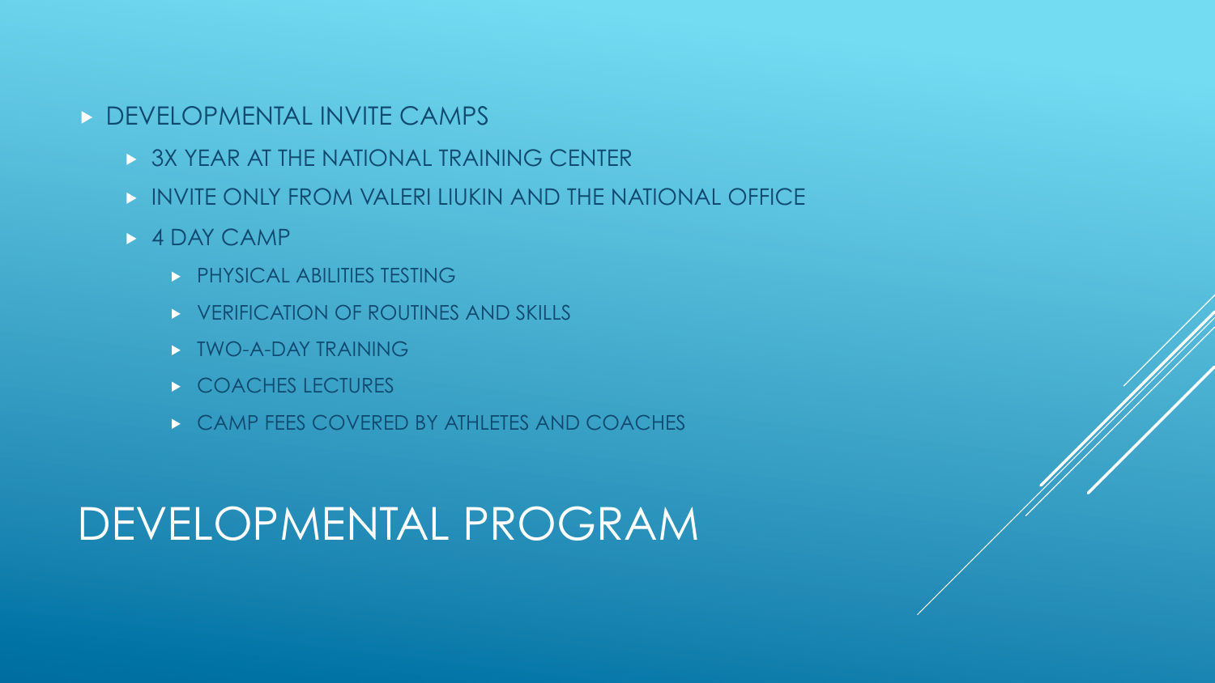# DEVELOPMENTAL PROGRAM

- DEVELOPMENTAL INVITE CAMPS
  - 3X YEAR AT THE NATIONAL TRAINING CENTER
  - INVITE ONLY FROM VALERI LIUKIN AND THE NATIONAL OFFICE
  - 4 DAY CAMP
    - PHYSICAL ABILITIES TESTING
    - VERIFICATION OF ROUTINES AND SKILLS
    - TWO-A-DAY TRAINING
    - COACHES LECTURES
    - CAMP FEES COVERED BY ATHLETES AND COACHES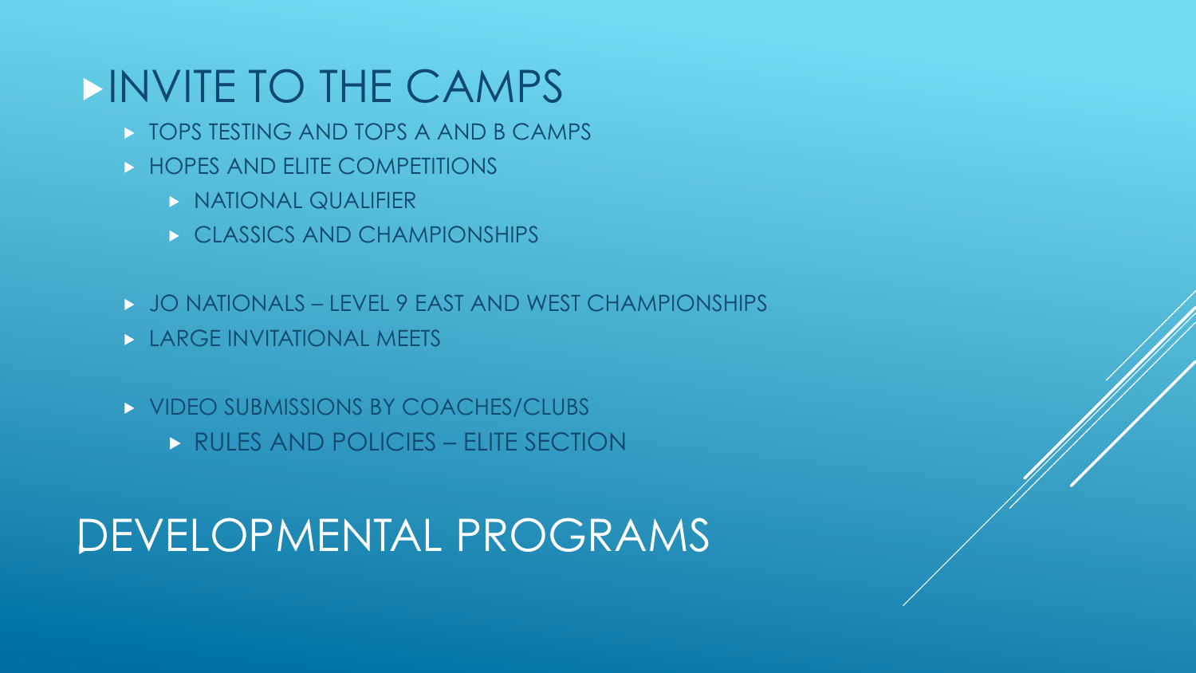# INVITE TO THE CAMPS

- TOPS TESTING AND TOPS A AND B CAMPS
- HOPES AND ELITE COMPETITIONS
  - NATIONAL QUALIFIER
  - CLASSICS AND CHAMPIONSHIPS
- JO NATIONALS – LEVEL 9 EAST AND WEST CHAMPIONSHIPS
- LARGE INVITATIONAL MEETS
- VIDEO SUBMISSIONS BY COACHES/CLUBS
  - RULES AND POLICIES – ELITE SECTION

# DEVELOPMENTAL PROGRAMS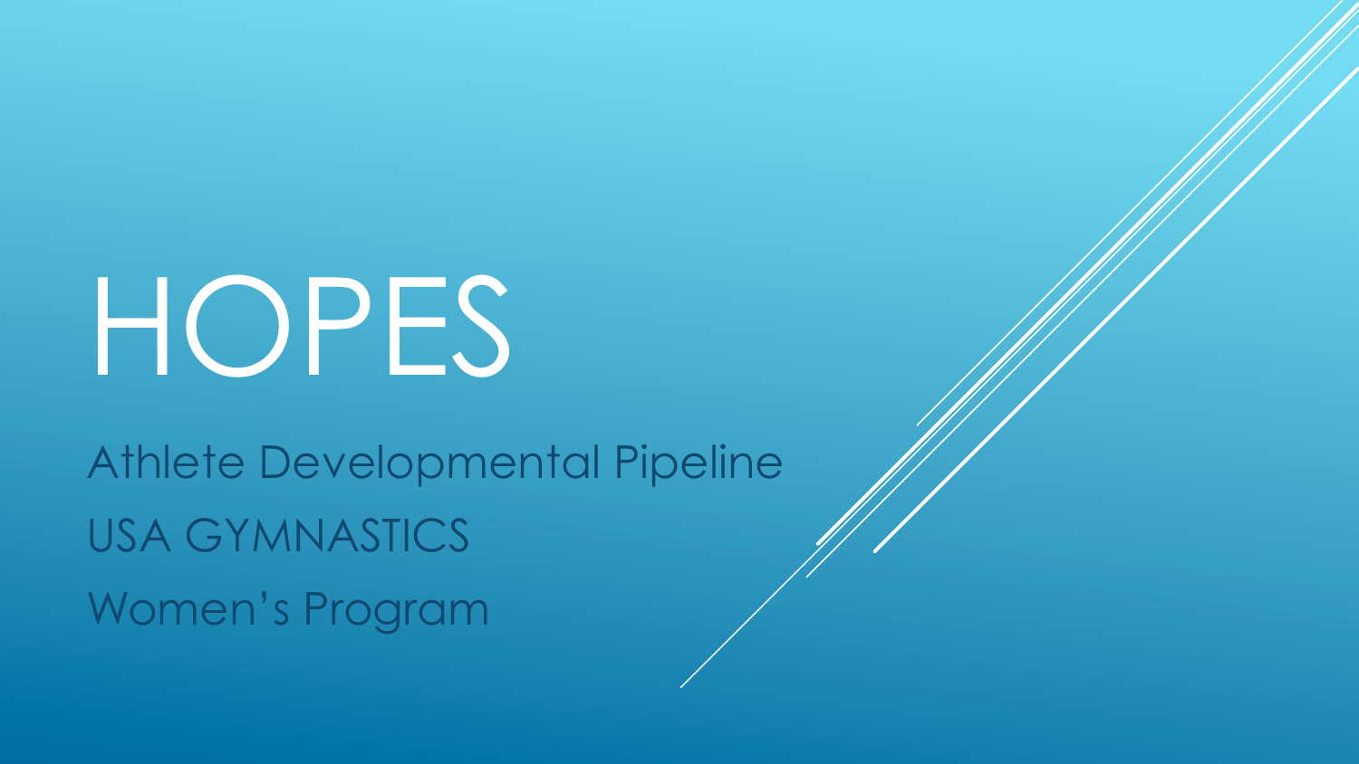# HOPES

Athlete Developmental Pipeline

USA GYMNASTICS

Women's Program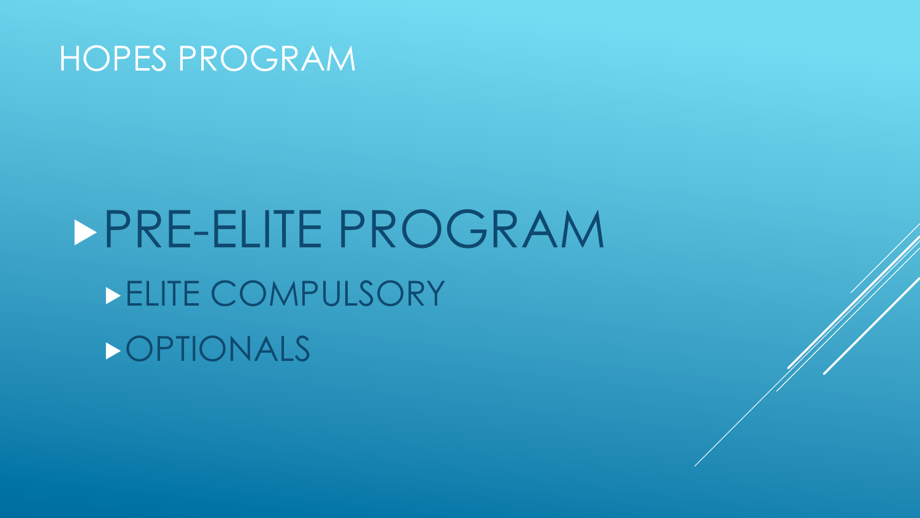# HOPES PROGRAM

- PRE-ELITE PROGRAM
  - ELITE COMPULSORY
  - OPTIONALS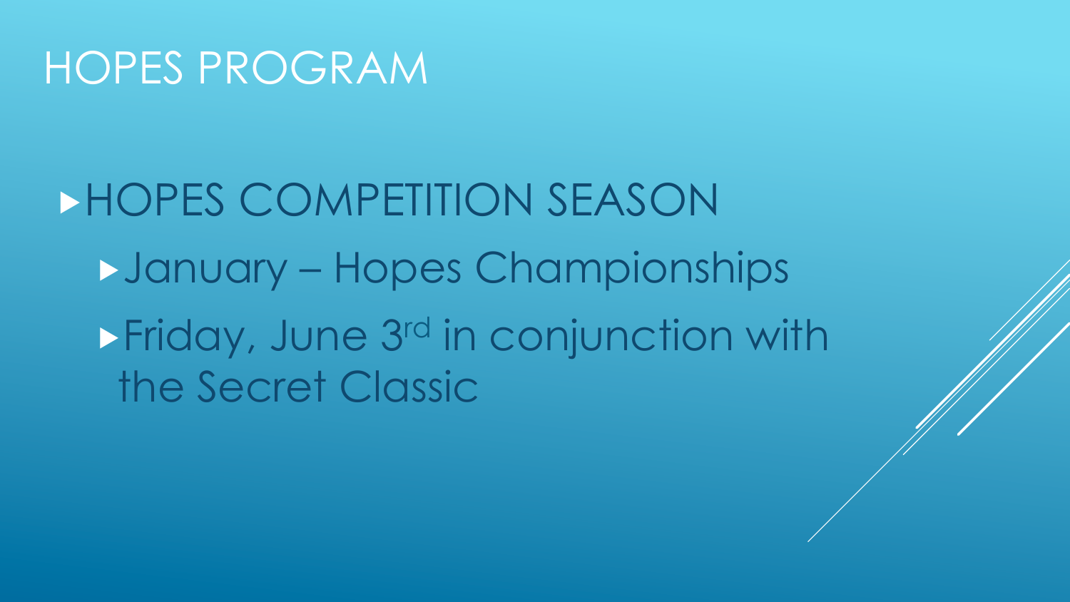# HOPES PROGRAM

- HOPES COMPETITION SEASON
  - January – Hopes Championships
  - Friday, June 3rd in conjunction with the Secret Classic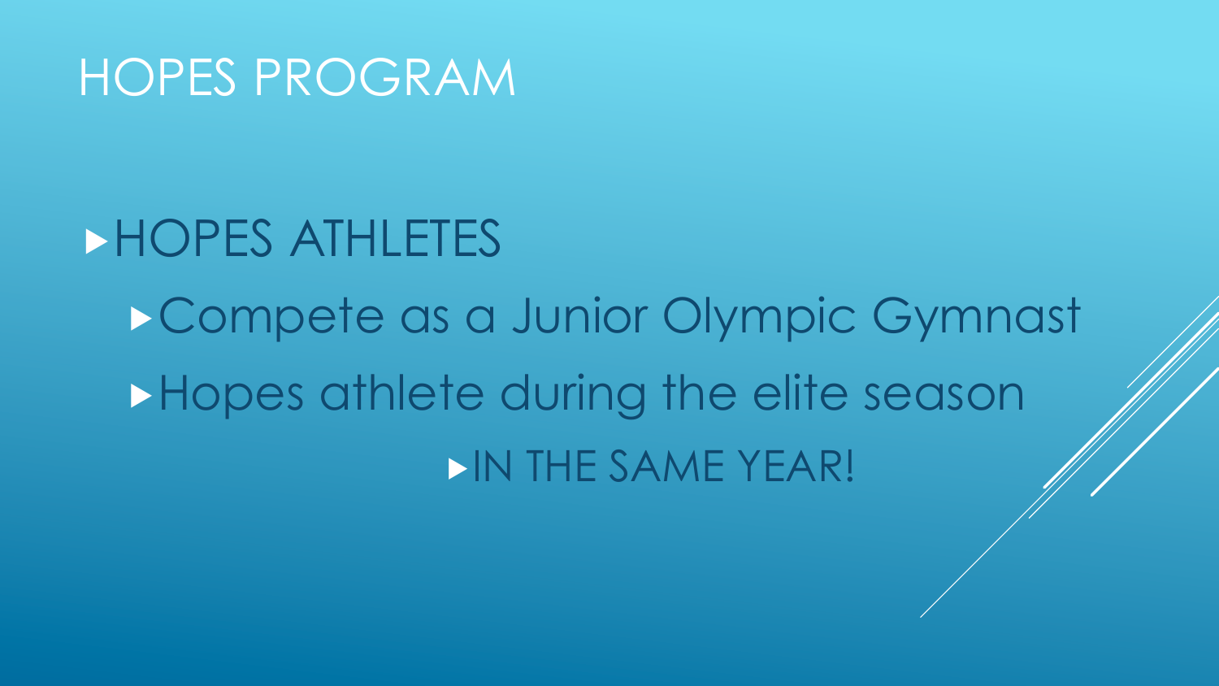# HOPES PROGRAM

- HOPES ATHLETES
  - Compete as a Junior Olympic Gymnast
  - Hopes athlete during the elite season
    - IN THE SAME YEAR!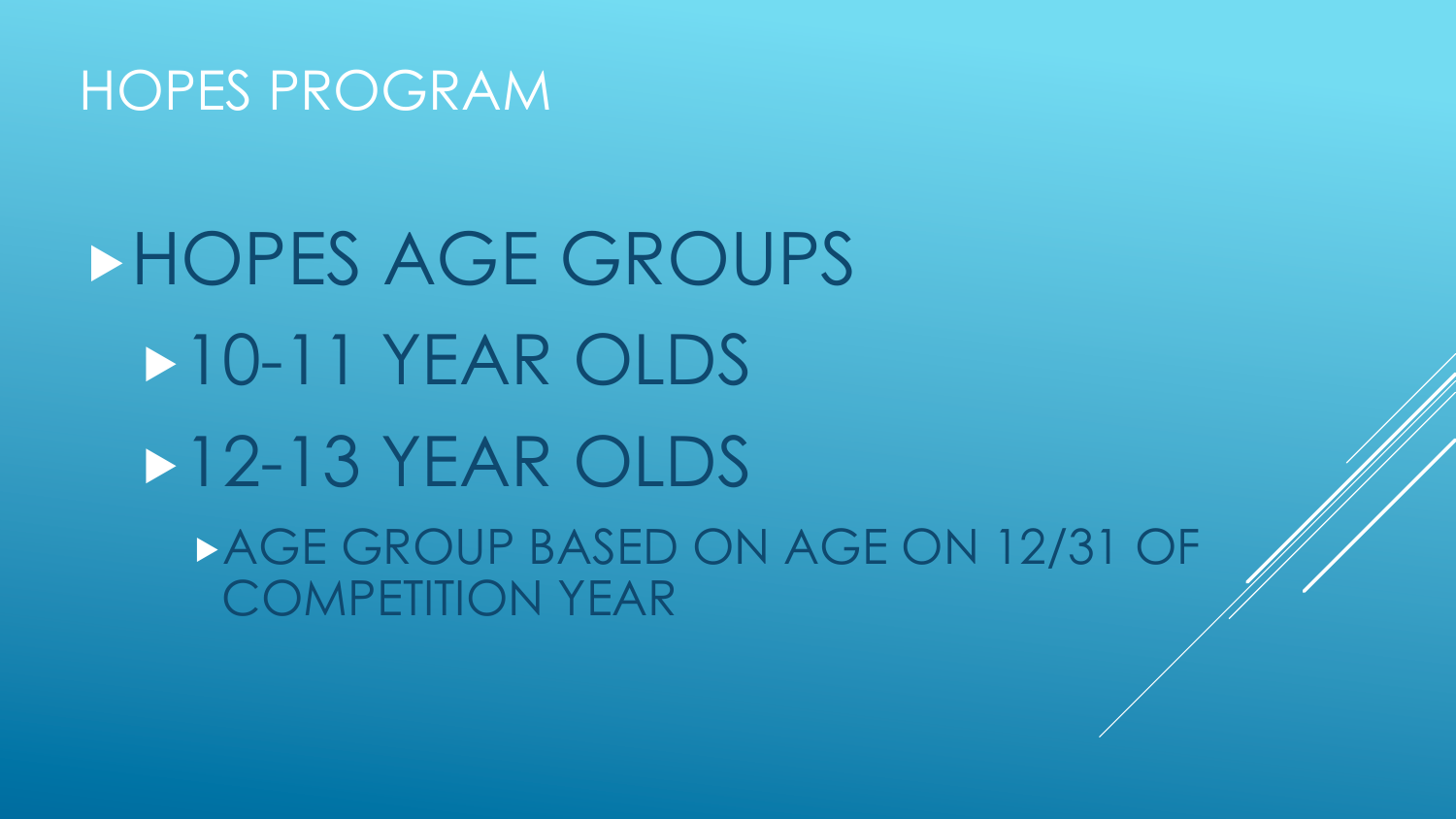# HOPES PROGRAM

- HOPES AGE GROUPS
  - 10-11 YEAR OLDS
  - 12-13 YEAR OLDS
    - AGE GROUP BASED ON AGE ON 12/31 OF COMPETITION YEAR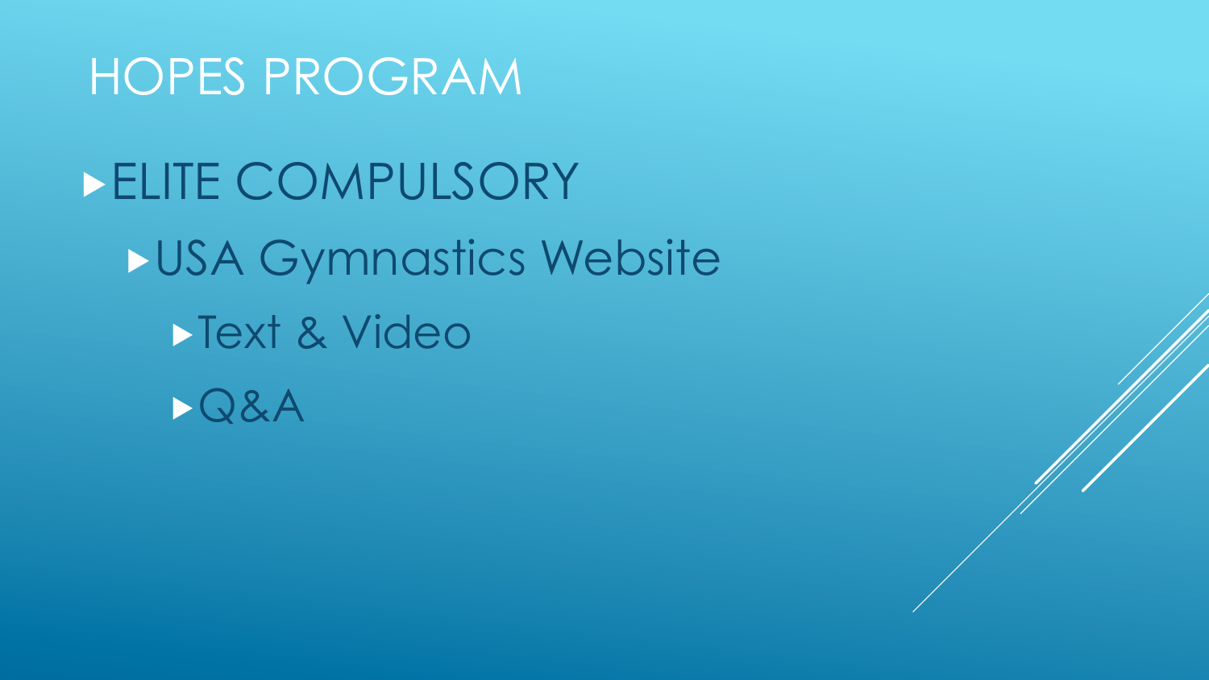# HOPES PROGRAM

- ELITE COMPULSORY
  - USA Gymnastics Website
    - Text & Video
    - Q&A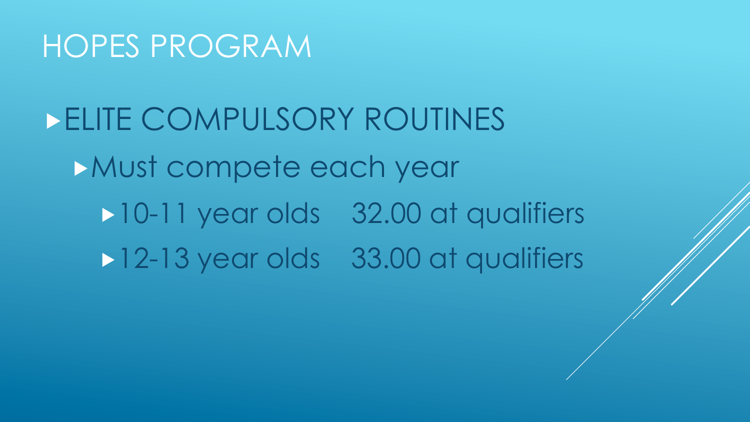# HOPES PROGRAM

- ELITE COMPULSORY ROUTINES
  - Must compete each year
    - 10-11 year olds    32.00 at qualifiers
    - 12-13 year olds    33.00 at qualifiers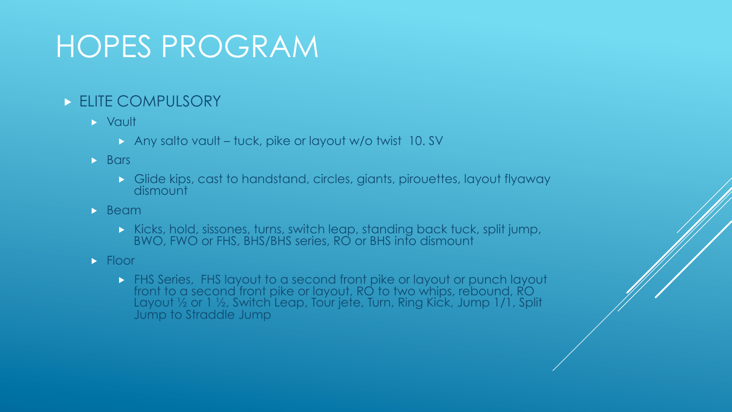# HOPES PROGRAM

- ELITE COMPULSORY
  - Vault
    - Any salto vault – tuck, pike or layout w/o twist 10. SV
  - Bars
    - Glide kips, cast to handstand, circles, giants, pirouettes, layout flyaway dismount
  - Beam
    - Kicks, hold, sissones, turns, switch leap, standing back tuck, split jump, BWO, FWO or FHS, BHS/BHS series, RO or BHS into dismount
  - Floor
    - FHS Series, FHS layout to a second front pike or layout or punch layout front to a second front pike or layout, RO to two whips, rebound, RO Layout ½ or 1 ½, Switch Leap, Tour jete, Turn, Ring Kick, Jump 1/1, Split Jump to Straddle Jump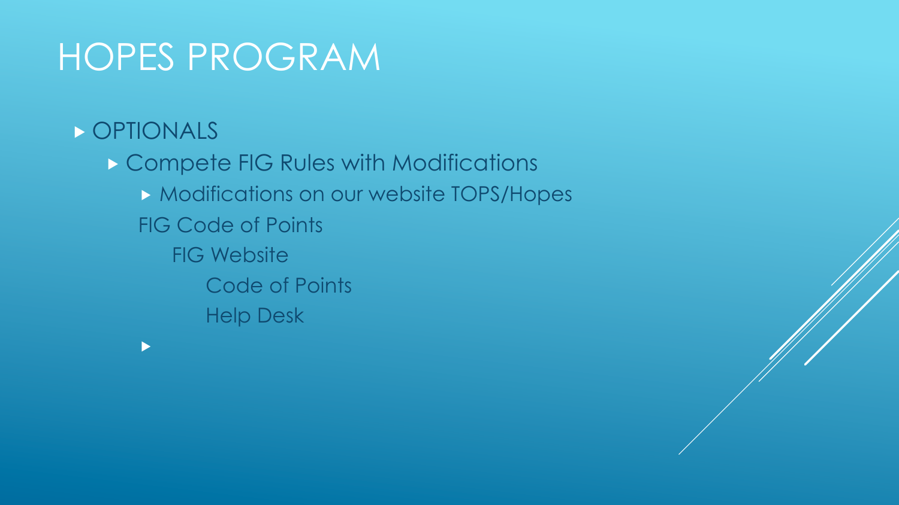# HOPES PROGRAM

- OPTIONALS
  - Compete FIG Rules with Modifications
    - Modifications on our website TOPS/Hopes

    FIG Code of Points

      FIG Website

        Code of Points

        Help Desk

    -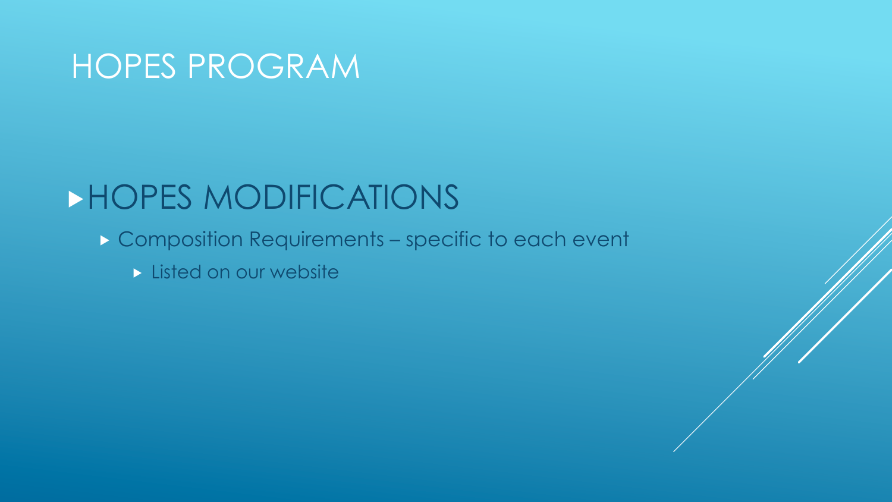# HOPES PROGRAM

- HOPES MODIFICATIONS
  - Composition Requirements – specific to each event
    - Listed on our website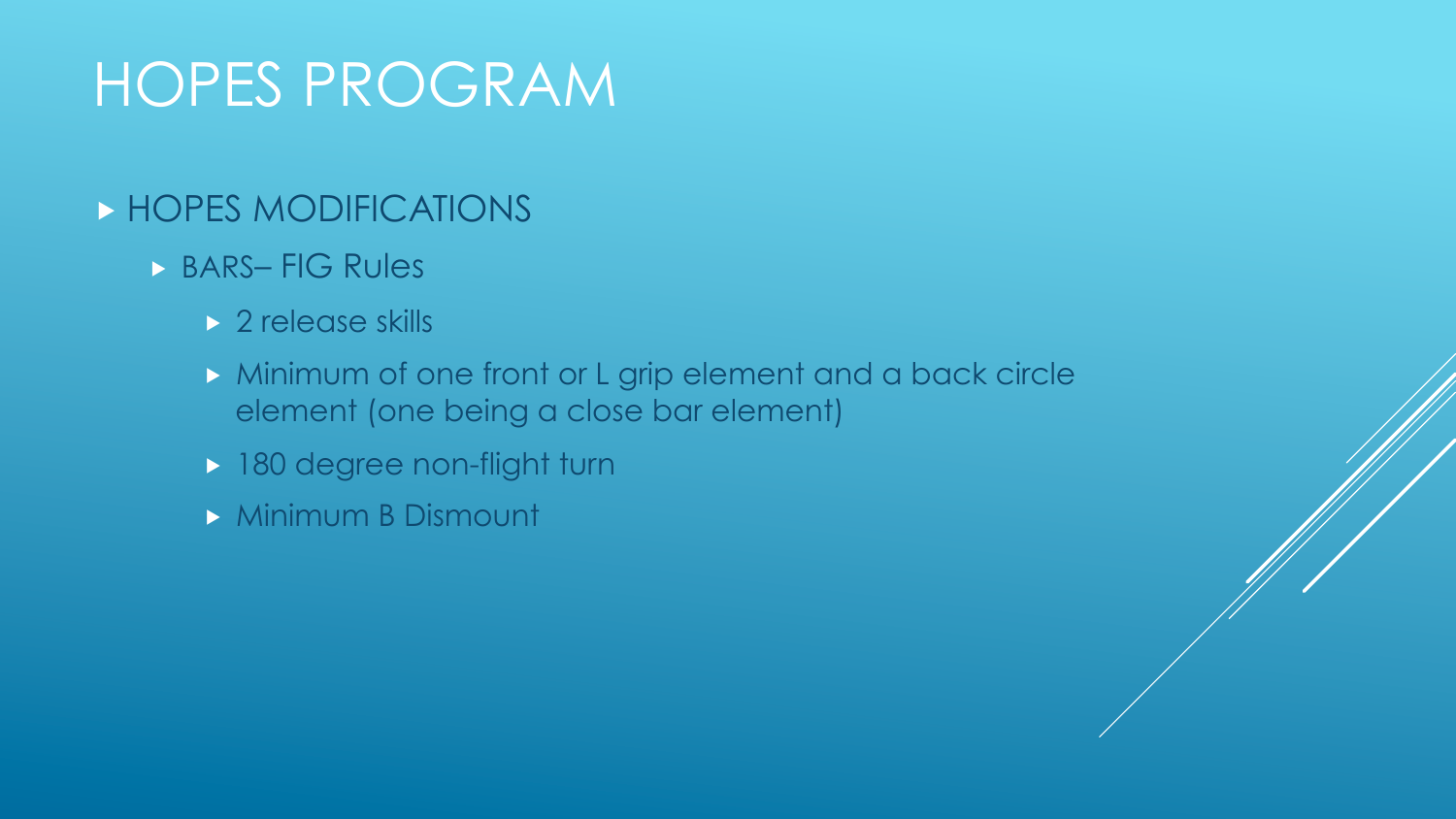# HOPES PROGRAM

- HOPES MODIFICATIONS
  - BARS– FIG Rules
    - 2 release skills
    - Minimum of one front or L grip element and a back circle element (one being a close bar element)
    - 180 degree non-flight turn
    - Minimum B Dismount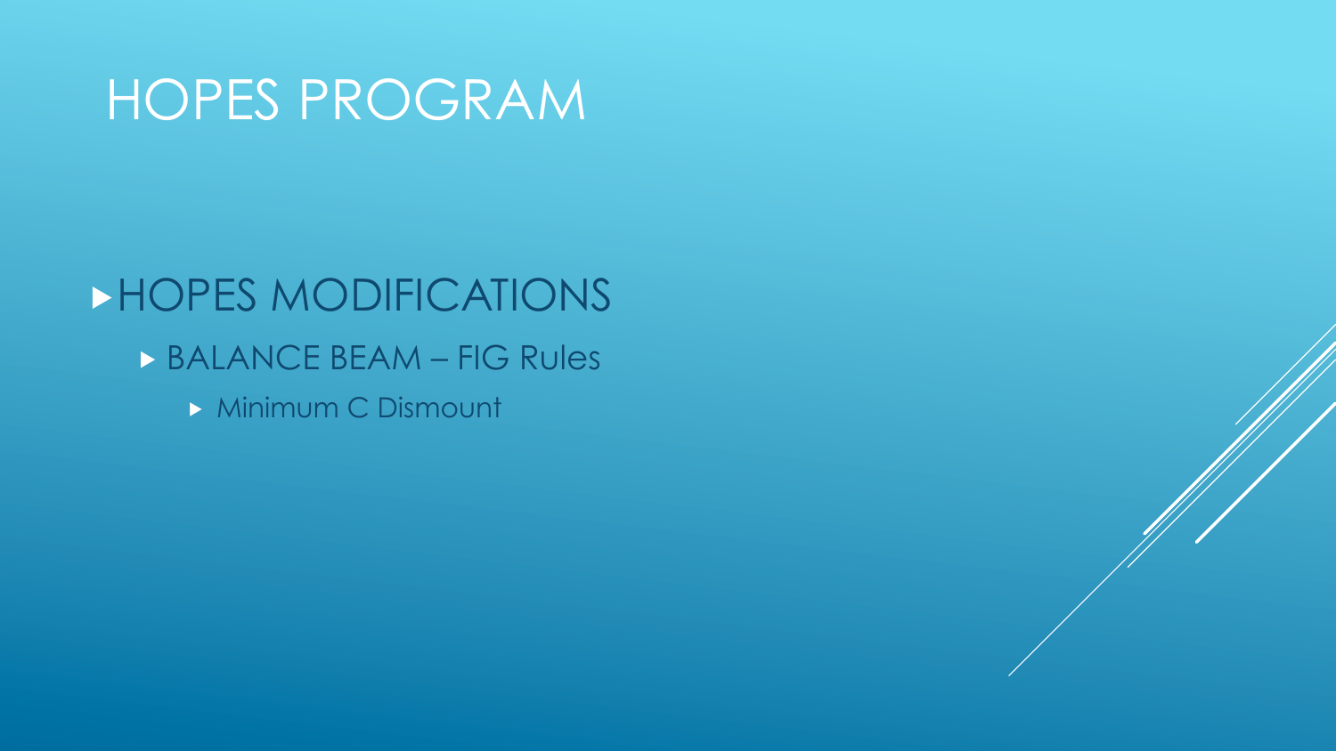# HOPES PROGRAM

- HOPES MODIFICATIONS
  - BALANCE BEAM – FIG Rules
    - Minimum C Dismount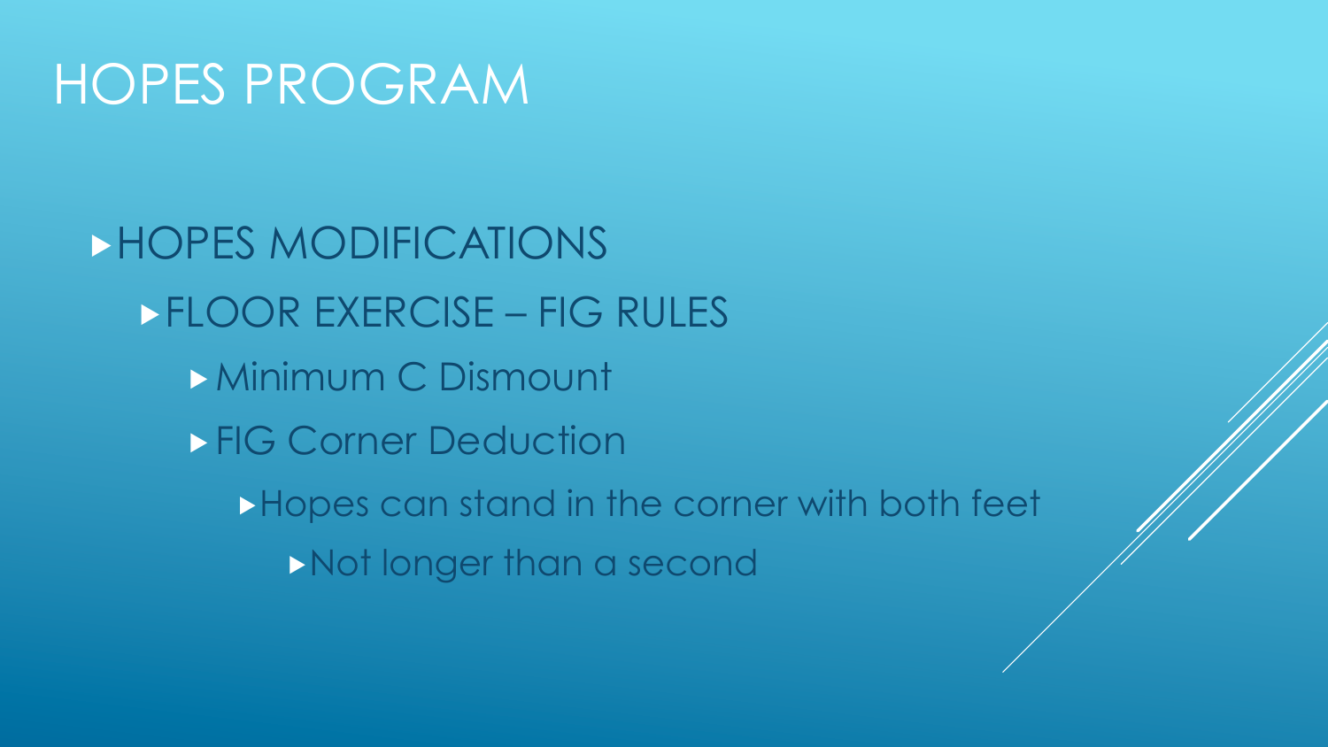# HOPES PROGRAM

- HOPES MODIFICATIONS
  - FLOOR EXERCISE – FIG RULES
    - Minimum C Dismount
    - FIG Corner Deduction
      - Hopes can stand in the corner with both feet
        - Not longer than a second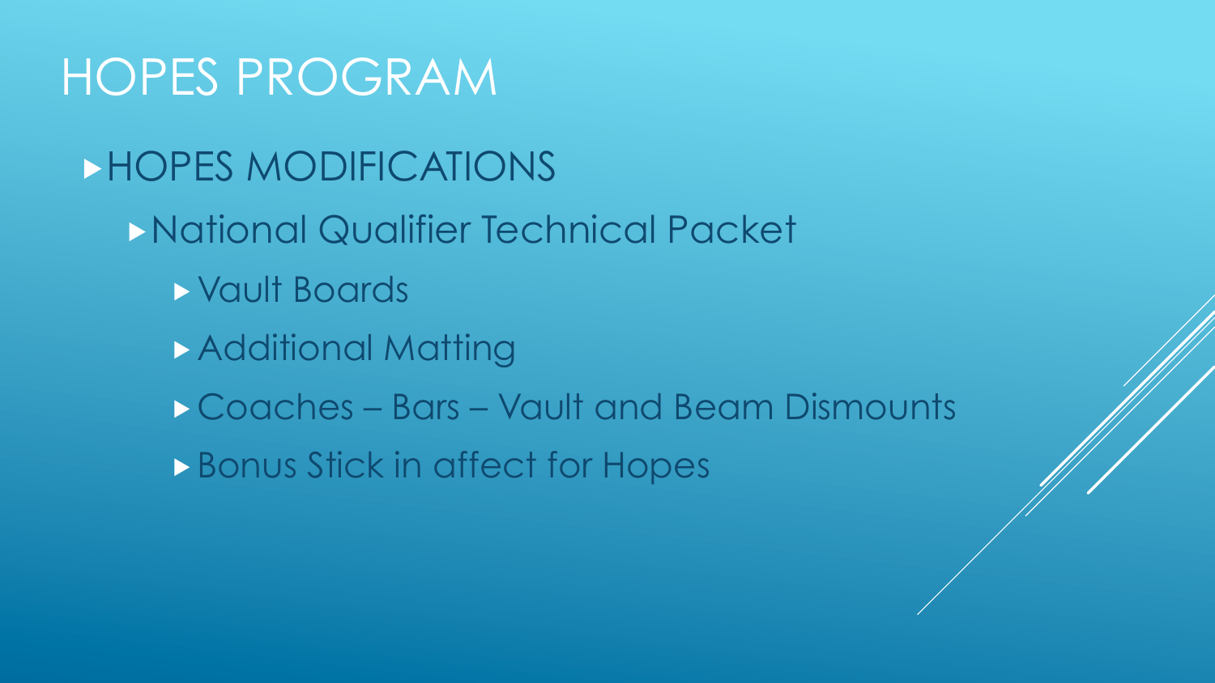# HOPES PROGRAM

- HOPES MODIFICATIONS
  - National Qualifier Technical Packet
    - Vault Boards
    - Additional Matting
    - Coaches – Bars – Vault and Beam Dismounts
    - Bonus Stick in affect for Hopes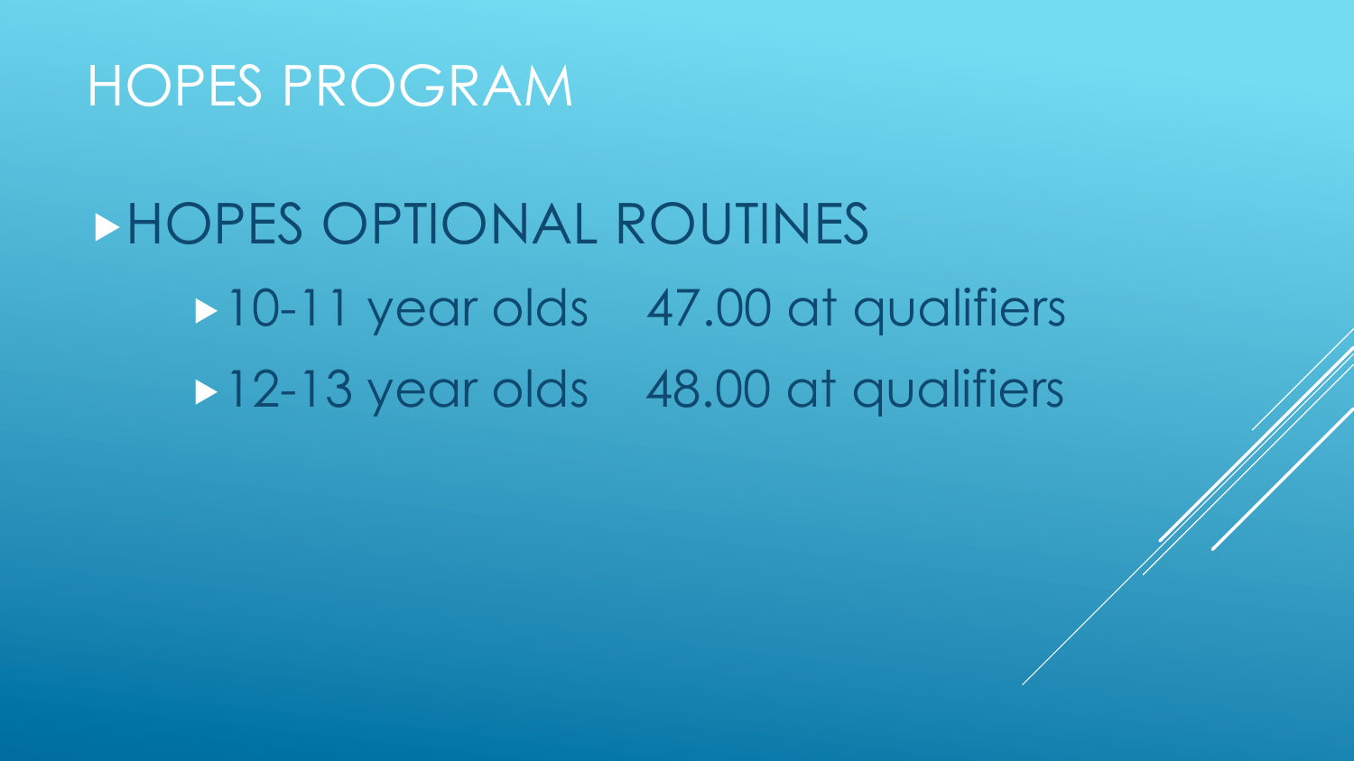# HOPES PROGRAM

- HOPES OPTIONAL ROUTINES
  - 10-11 year olds 47.00 at qualifiers
  - 12-13 year olds 48.00 at qualifiers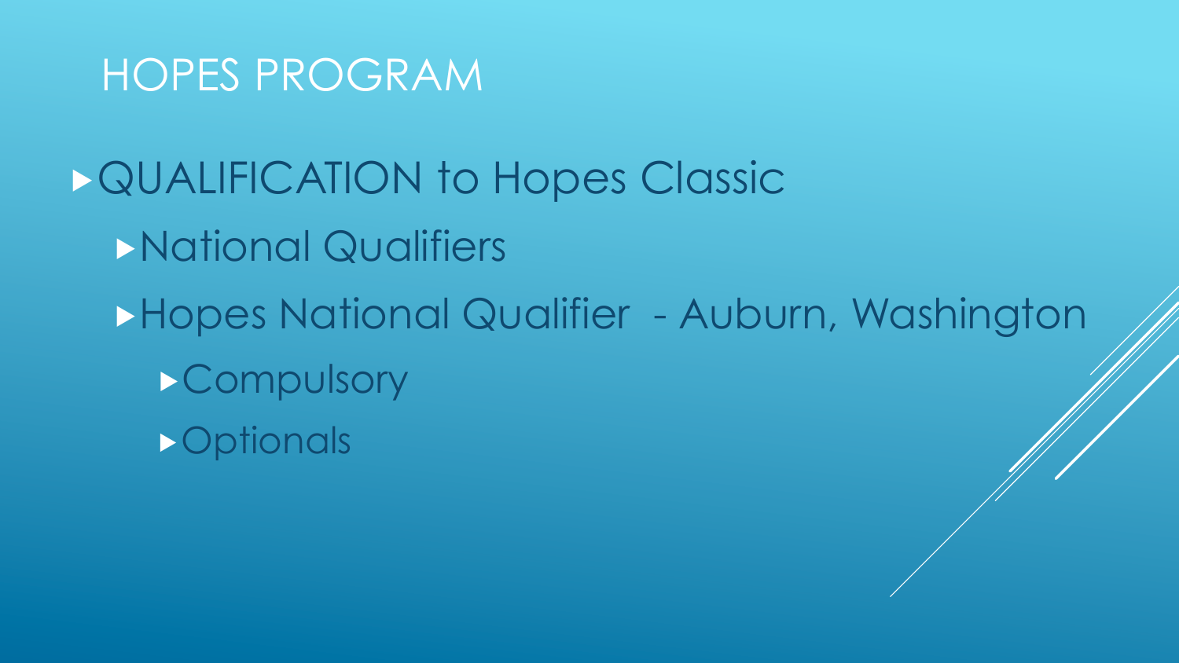# HOPES PROGRAM

- QUALIFICATION to Hopes Classic
  - National Qualifiers
  - Hopes National Qualifier - Auburn, Washington
    - Compulsory
    - Optionals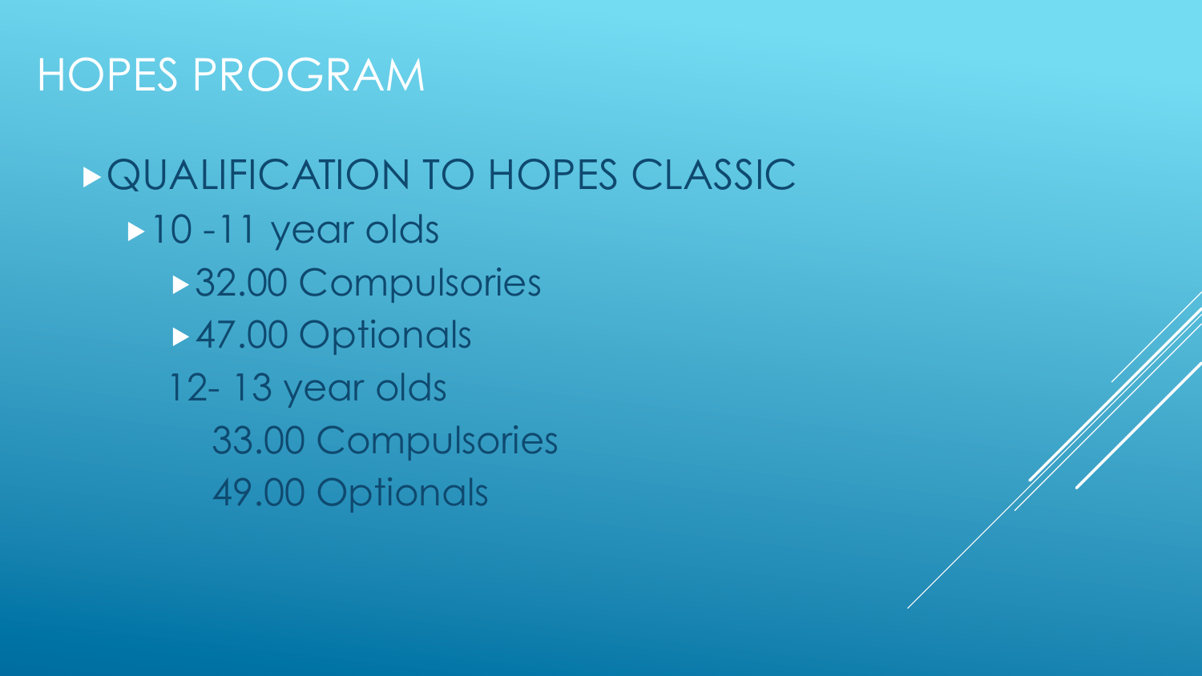# HOPES PROGRAM

- QUALIFICATION TO HOPES CLASSIC
  - 10 -11 year olds
    - 32.00 Compulsories
    - 47.00 Optionals

    12- 13 year olds

      33.00 Compulsories

      49.00 Optionals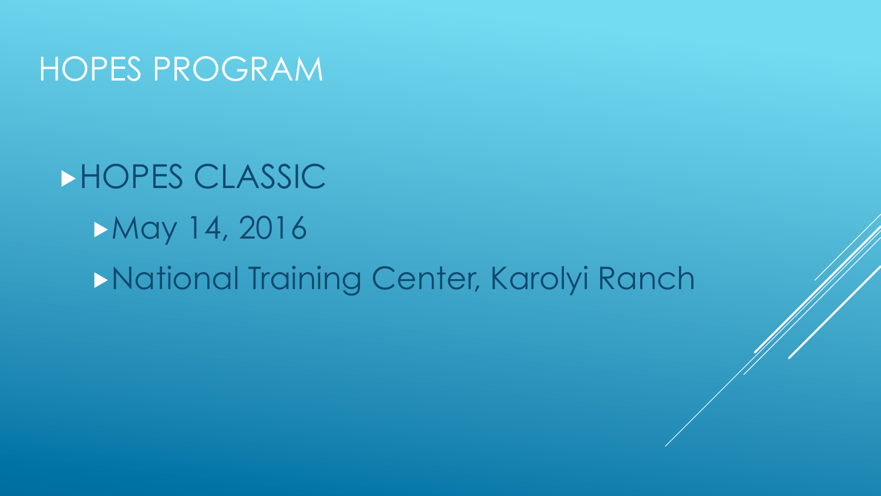# HOPES PROGRAM

- HOPES CLASSIC
  - May 14, 2016
  - National Training Center, Karolyi Ranch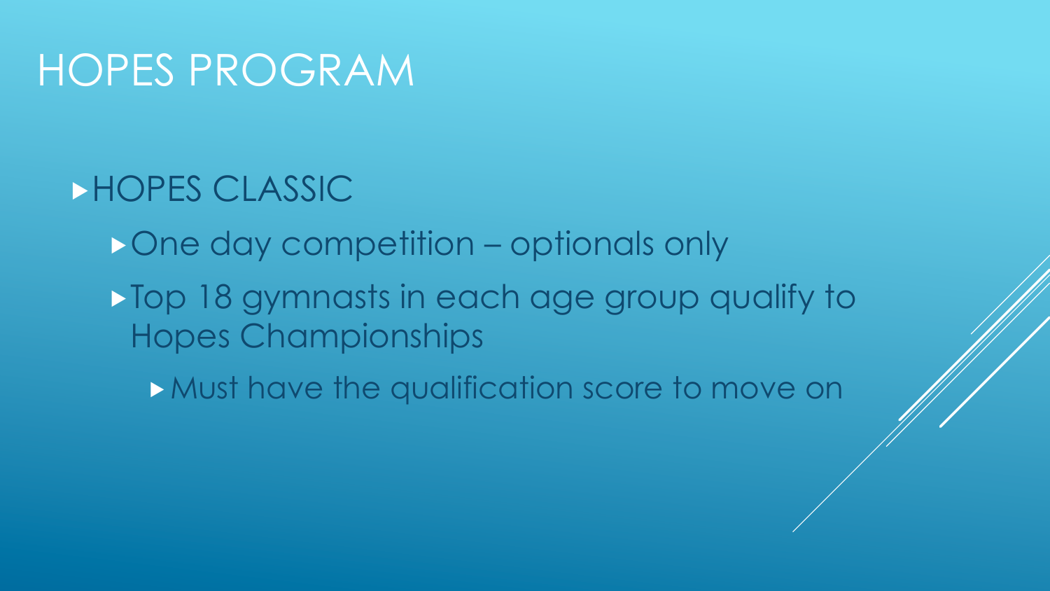# HOPES PROGRAM

- HOPES CLASSIC
  - One day competition – optionals only
  - Top 18 gymnasts in each age group qualify to Hopes Championships
    - Must have the qualification score to move on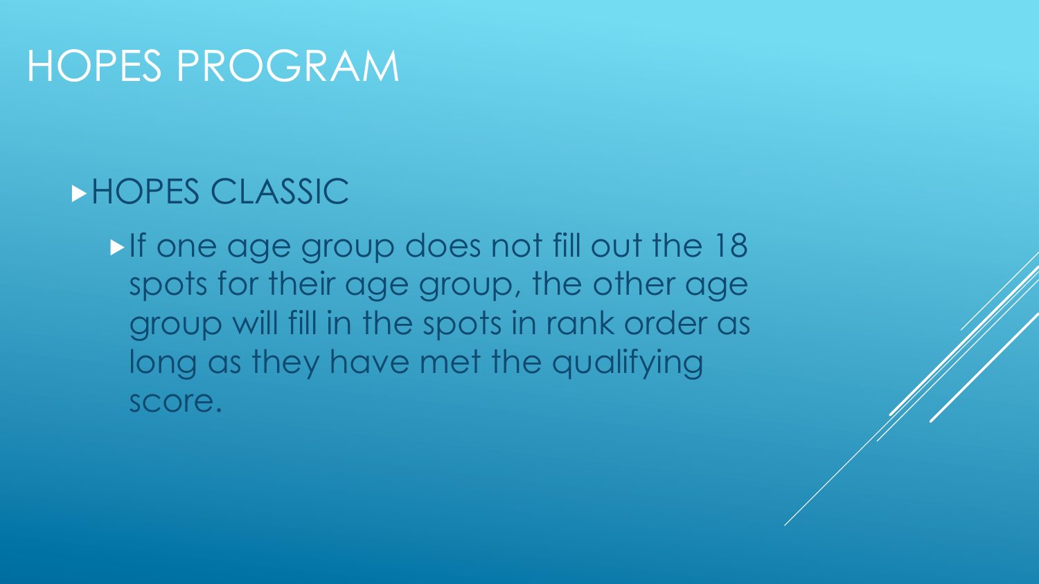# HOPES PROGRAM

- HOPES CLASSIC
  - If one age group does not fill out the 18 spots for their age group, the other age group will fill in the spots in rank order as long as they have met the qualifying score.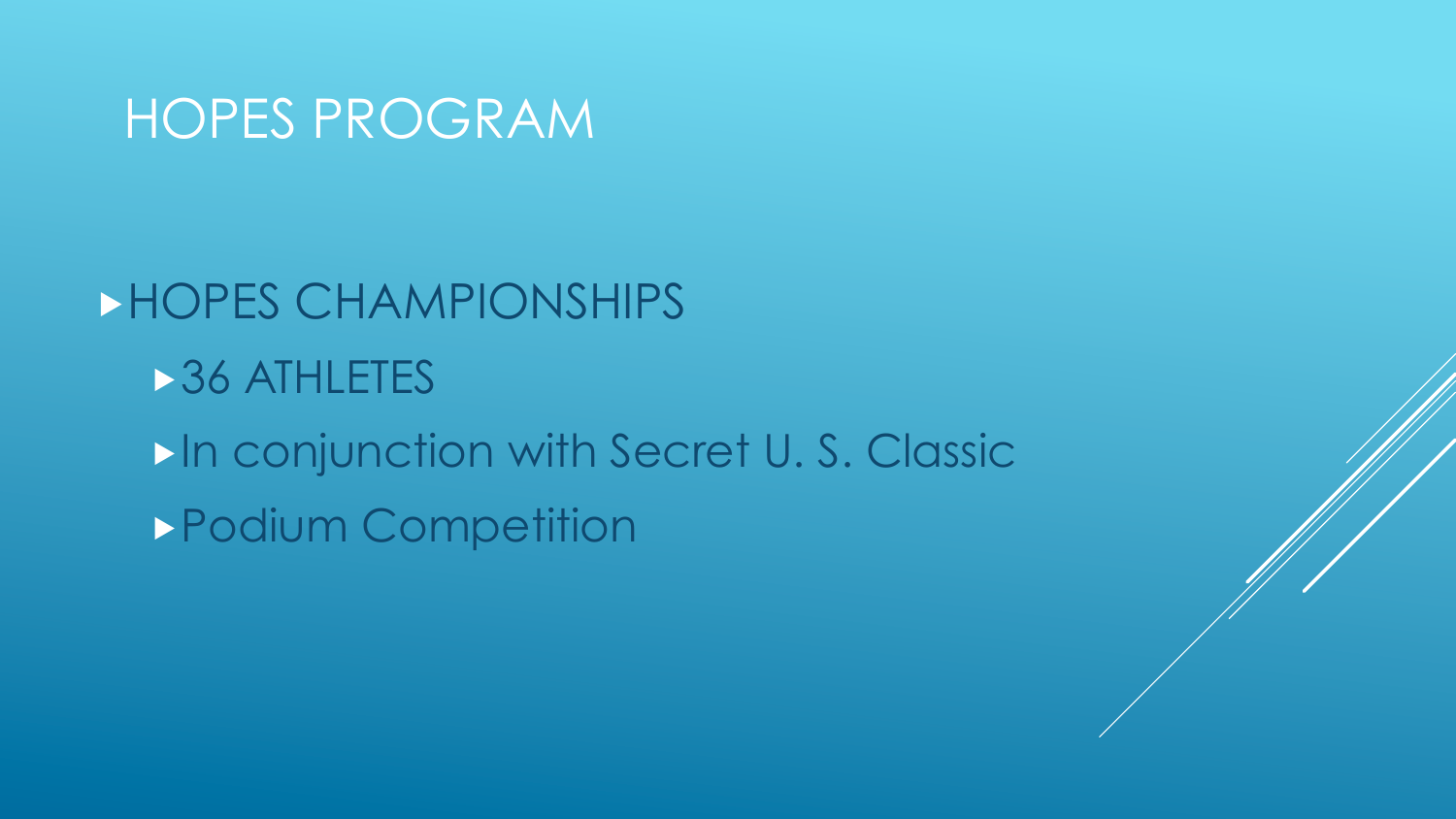# HOPES PROGRAM

- HOPES CHAMPIONSHIPS
  - 36 ATHLETES
  - In conjunction with Secret U. S. Classic
  - Podium Competition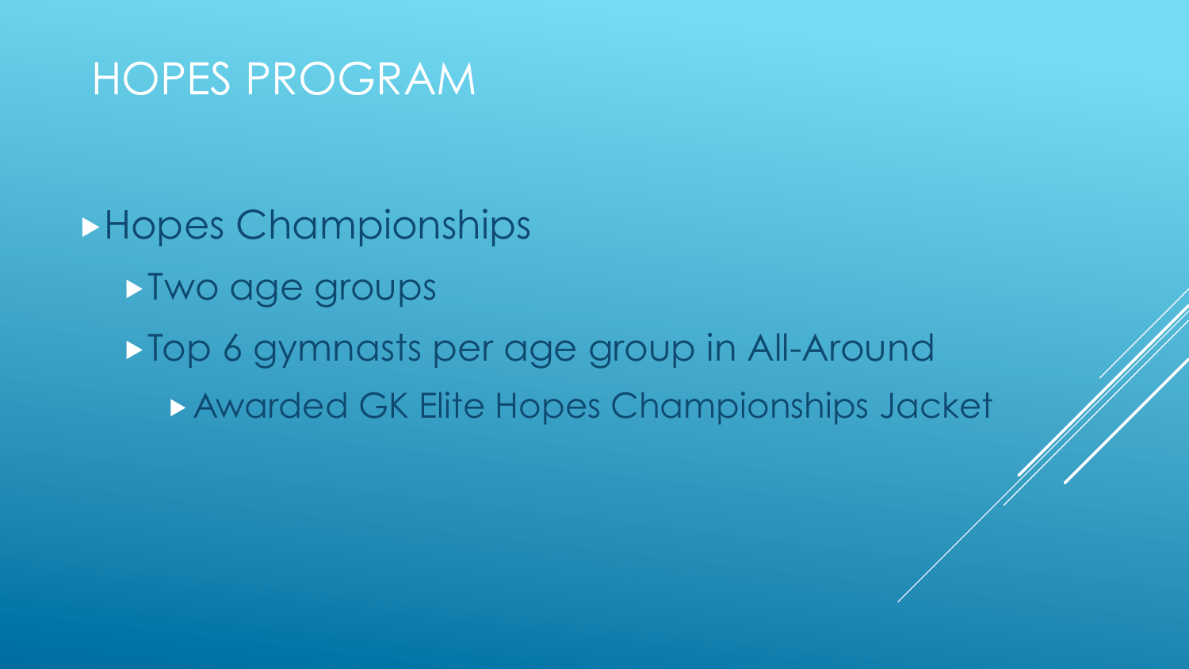# HOPES PROGRAM

- Hopes Championships
  - Two age groups
  - Top 6 gymnasts per age group in All-Around
    - Awarded GK Elite Hopes Championships Jacket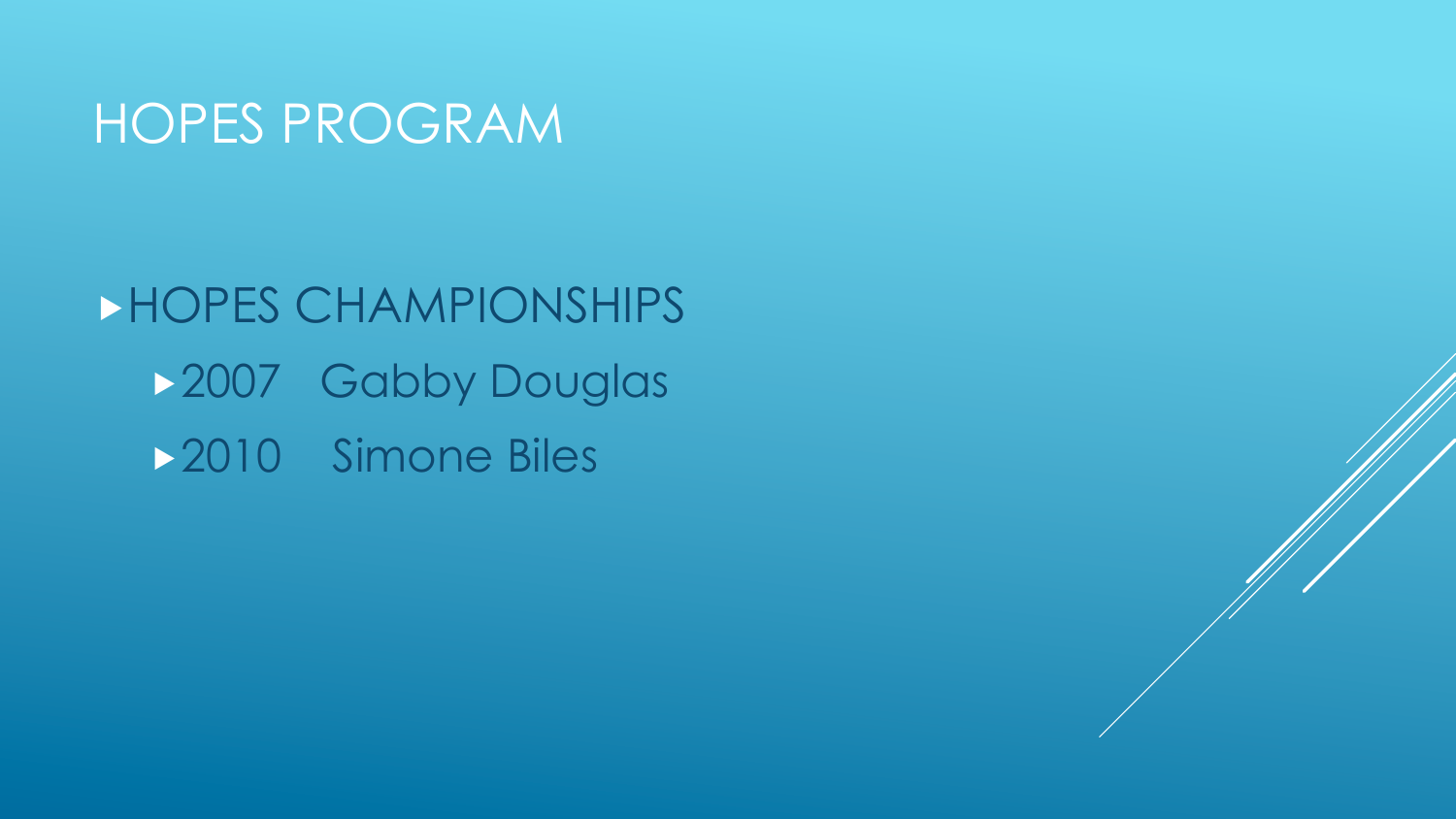# HOPES PROGRAM

- HOPES CHAMPIONSHIPS
  - 2007 Gabby Douglas
  - 2010 Simone Biles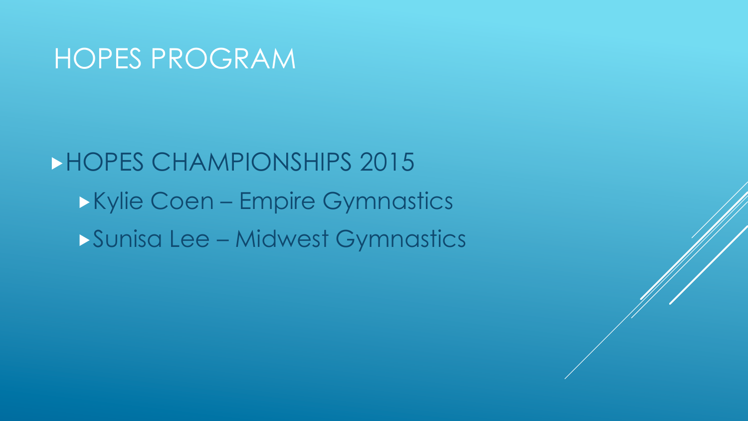# HOPES PROGRAM

- HOPES CHAMPIONSHIPS 2015
  - Kylie Coen – Empire Gymnastics
  - Sunisa Lee – Midwest Gymnastics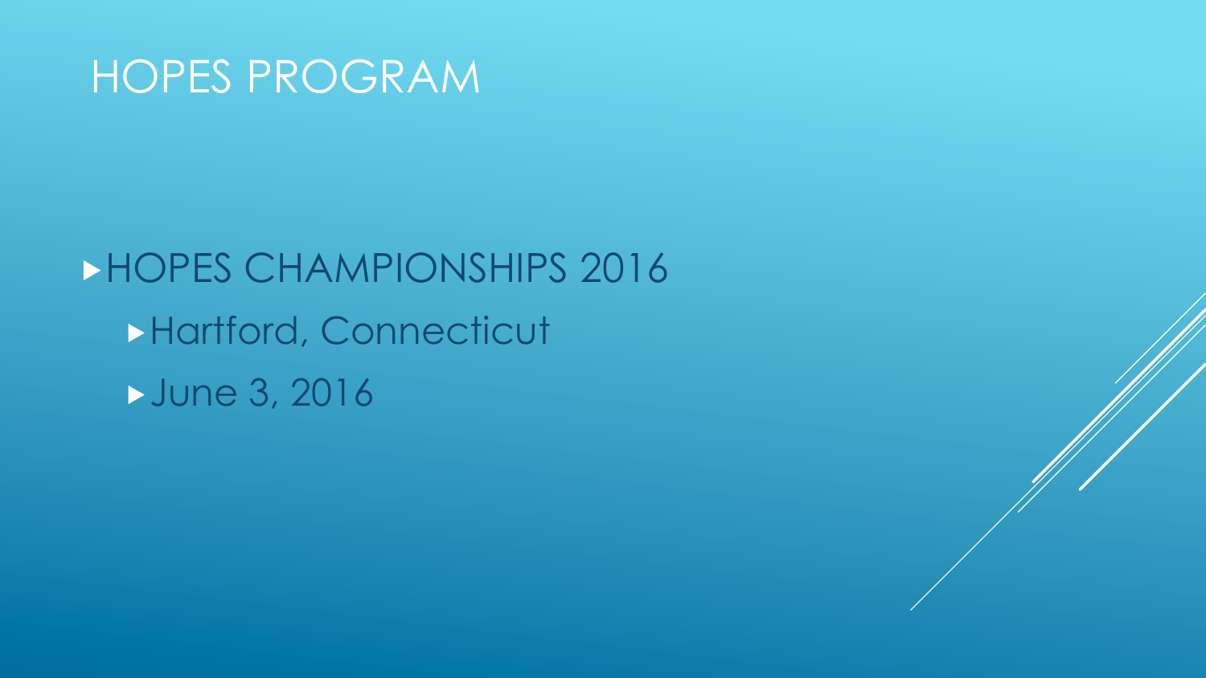# HOPES PROGRAM

- HOPES CHAMPIONSHIPS 2016
  - Hartford, Connecticut
  - June 3, 2016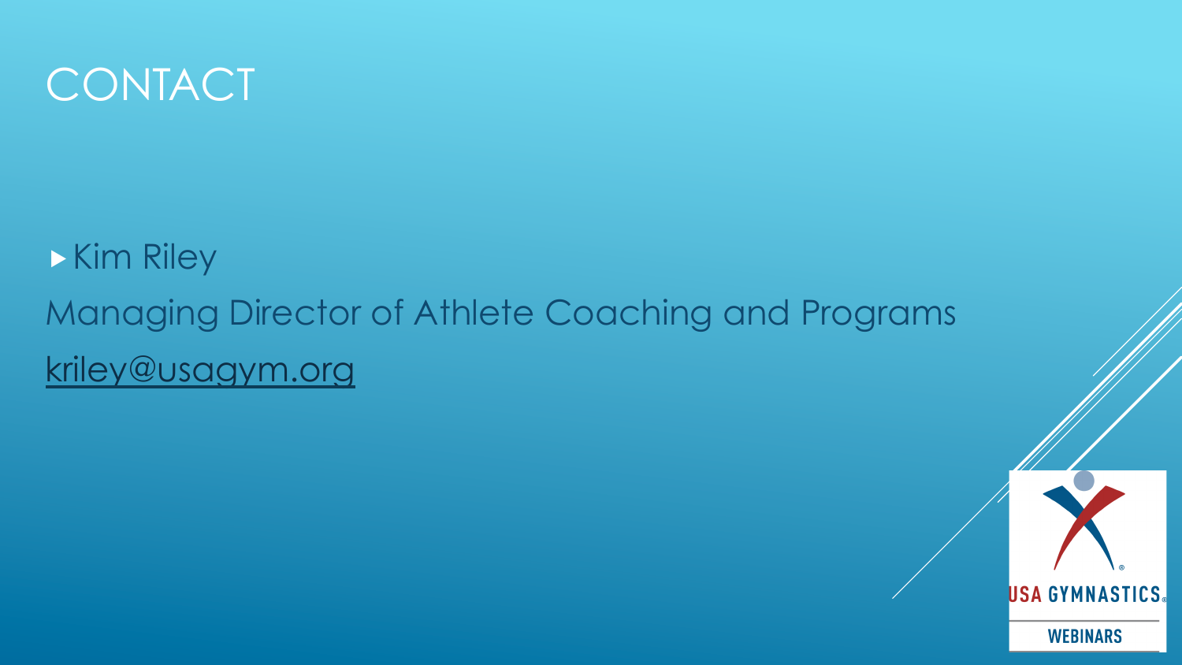# CONTACT

- Kim Riley

Managing Director of Athlete Coaching and Programs

kriley@usagym.org